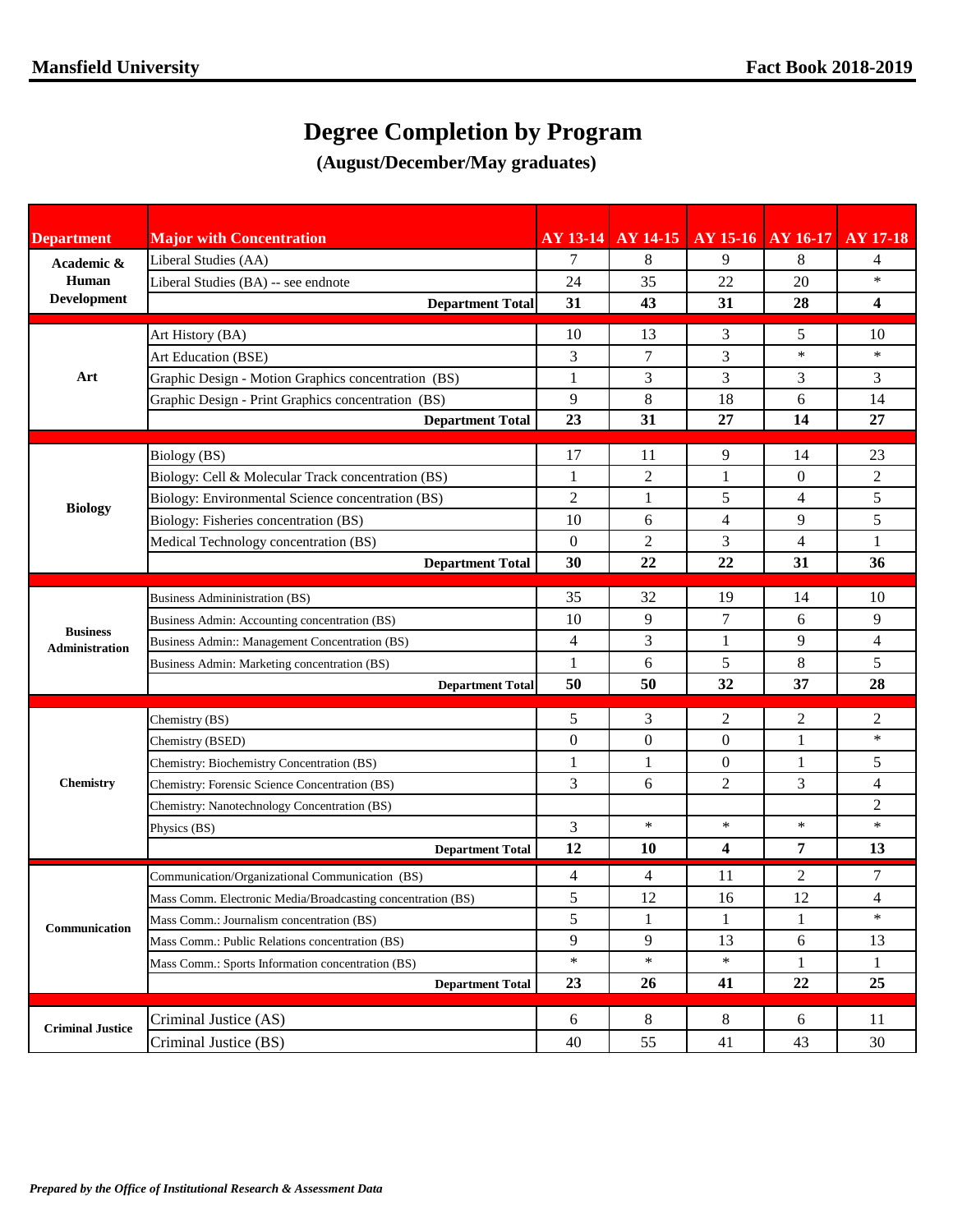# Degree Completion by Program

## (August/December/May graduates)

| Department | Major with Concentration | AY 13-14 | AY 14-15 | AY 15-16 | AY 16-17 | AY 17-18 |
|---|---|---|---|---|---|---|
| Academic & Human Development | Liberal Studies (AA) | 7 | 8 | 9 | 8 | 4 |
| | Liberal Studies (BA) -- see endnote | 24 | 35 | 22 | 20 | * |
| | **Department Total** | **31** | **43** | **31** | **28** | **4** |
| Art | Art History (BA) | 10 | 13 | 3 | 5 | 10 |
| | Art Education (BSE) | 3 | 7 | 3 | * | * |
| | Graphic Design - Motion Graphics concentration (BS) | 1 | 3 | 3 | 3 | 3 |
| | Graphic Design - Print Graphics concentration (BS) | 9 | 8 | 18 | 6 | 14 |
| | **Department Total** | **23** | **31** | **27** | **14** | **27** |
| Biology | Biology (BS) | 17 | 11 | 9 | 14 | 23 |
| | Biology: Cell & Molecular Track concentration (BS) | 1 | 2 | 1 | 0 | 2 |
| | Biology: Environmental Science concentration (BS) | 2 | 1 | 5 | 4 | 5 |
| | Biology: Fisheries concentration (BS) | 10 | 6 | 4 | 9 | 5 |
| | Medical Technology concentration (BS) | 0 | 2 | 3 | 4 | 1 |
| | **Department Total** | **30** | **22** | **22** | **31** | **36** |
| Business Administration | Business Admininistration (BS) | 35 | 32 | 19 | 14 | 10 |
| | Business Admin: Accounting concentration (BS) | 10 | 9 | 7 | 6 | 9 |
| | Business Admin:: Management Concentration (BS) | 4 | 3 | 1 | 9 | 4 |
| | Business Admin: Marketing concentration (BS) | 1 | 6 | 5 | 8 | 5 |
| | **Department Total** | **50** | **50** | **32** | **37** | **28** |
| Chemistry | Chemistry (BS) | 5 | 3 | 2 | 2 | 2 |
| | Chemistry (BSED) | 0 | 0 | 0 | 1 | * |
| | Chemistry: Biochemistry Concentration (BS) | 1 | 1 | 0 | 1 | 5 |
| | Chemistry: Forensic Science Concentration (BS) | 3 | 6 | 2 | 3 | 4 |
| | Chemistry: Nanotechnology Concentration (BS) | | | | | 2 |
| | Physics (BS) | 3 | * | * | * | * |
| | **Department Total** | **12** | **10** | **4** | **7** | **13** |
| Communication | Communication/Organizational Communication (BS) | 4 | 4 | 11 | 2 | 7 |
| | Mass Comm. Electronic Media/Broadcasting concentration (BS) | 5 | 12 | 16 | 12 | 4 |
| | Mass Comm.: Journalism concentration (BS) | 5 | 1 | 1 | 1 | * |
| | Mass Comm.: Public Relations concentration (BS) | 9 | 9 | 13 | 6 | 13 |
| | Mass Comm.: Sports Information concentration (BS) | * | * | * | 1 | 1 |
| | **Department Total** | **23** | **26** | **41** | **22** | **25** |
| Criminal Justice | Criminal Justice (AS) | 6 | 8 | 8 | 6 | 11 |
| | Criminal Justice (BS) | 40 | 55 | 41 | 43 | 30 |

*Prepared by the Office of Institutional Research & Assessment Data*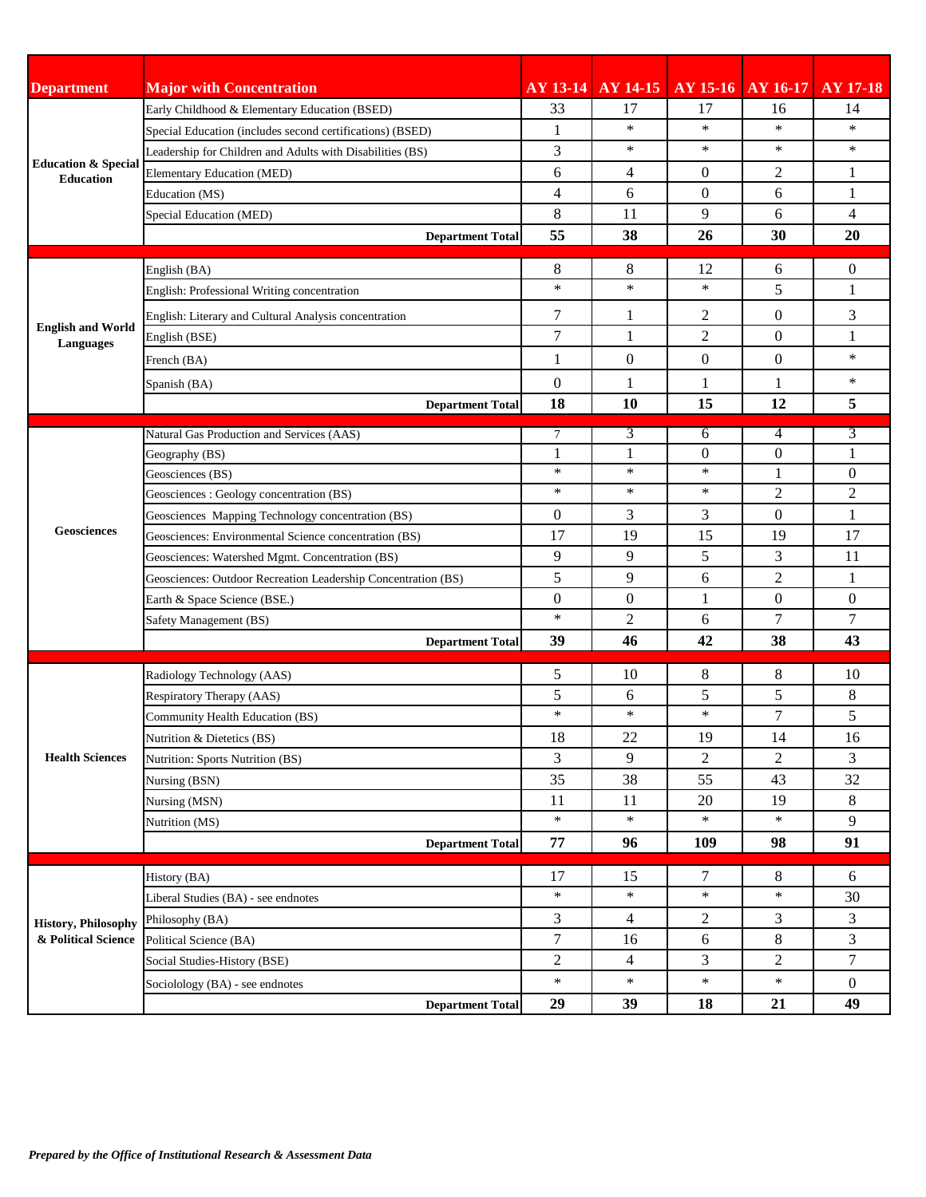| Department | Major with Concentration | AY 13-14 | AY 14-15 | AY 15-16 | AY 16-17 | AY 17-18 |
|---|---|---|---|---|---|---|
| Education & Special Education | Early Childhood & Elementary Education (BSED) | 33 | 17 | 17 | 16 | 14 |
| | Special Education (includes second certifications) (BSED) | 1 | * | * | * | * |
| | Leadership for Children and Adults with Disabilities (BS) | 3 | * | * | * | * |
| | Elementary Education (MED) | 6 | 4 | 0 | 2 | 1 |
| | Education (MS) | 4 | 6 | 0 | 6 | 1 |
| | Special Education (MED) | 8 | 11 | 9 | 6 | 4 |
| | **Department Total** | **55** | **38** | **26** | **30** | **20** |
| English and World Languages | English (BA) | 8 | 8 | 12 | 6 | 0 |
| | English: Professional Writing concentration | * | * | * | 5 | 1 |
| | English: Literary and Cultural Analysis concentration | 7 | 1 | 2 | 0 | 3 |
| | English (BSE) | 7 | 1 | 2 | 0 | 1 |
| | French (BA) | 1 | 0 | 0 | 0 | * |
| | Spanish (BA) | 0 | 1 | 1 | 1 | * |
| | **Department Total** | **18** | **10** | **15** | **12** | **5** |
| Geosciences | Natural Gas Production and Services (AAS) | 7 | 3 | 6 | 4 | 3 |
| | Geography (BS) | 1 | 1 | 0 | 0 | 1 |
| | Geosciences (BS) | * | * | * | 1 | 0 |
| | Geosciences : Geology concentration (BS) | * | * | * | 2 | 2 |
| | Geosciences Mapping Technology concentration (BS) | 0 | 3 | 3 | 0 | 1 |
| | Geosciences: Environmental Science concentration (BS) | 17 | 19 | 15 | 19 | 17 |
| | Geosciences: Watershed Mgmt. Concentration (BS) | 9 | 9 | 5 | 3 | 11 |
| | Geosciences: Outdoor Recreation Leadership Concentration (BS) | 5 | 9 | 6 | 2 | 1 |
| | Earth & Space Science (BSE.) | 0 | 0 | 1 | 0 | 0 |
| | Safety Management (BS) | * | 2 | 6 | 7 | 7 |
| | **Department Total** | **39** | **46** | **42** | **38** | **43** |
| Health Sciences | Radiology Technology (AAS) | 5 | 10 | 8 | 8 | 10 |
| | Respiratory Therapy (AAS) | 5 | 6 | 5 | 5 | 8 |
| | Community Health Education (BS) | * | * | * | 7 | 5 |
| | Nutrition & Dietetics (BS) | 18 | 22 | 19 | 14 | 16 |
| | Nutrition: Sports Nutrition (BS) | 3 | 9 | 2 | 2 | 3 |
| | Nursing (BSN) | 35 | 38 | 55 | 43 | 32 |
| | Nursing (MSN) | 11 | 11 | 20 | 19 | 8 |
| | Nutrition (MS) | * | * | * | * | 9 |
| | **Department Total** | **77** | **96** | **109** | **98** | **91** |
| History, Philosophy & Political Science | History (BA) | 17 | 15 | 7 | 8 | 6 |
| | Liberal Studies (BA) - see endnotes | * | * | * | * | 30 |
| | Philosophy (BA) | 3 | 4 | 2 | 3 | 3 |
| | Political Science (BA) | 7 | 16 | 6 | 8 | 3 |
| | Social Studies-History (BSE) | 2 | 4 | 3 | 2 | 7 |
| | Sociolology (BA) - see endnotes | * | * | * | * | 0 |
| | **Department Total** | **29** | **39** | **18** | **21** | **49** |

*Prepared by the Office of Institutional Research & Assessment Data*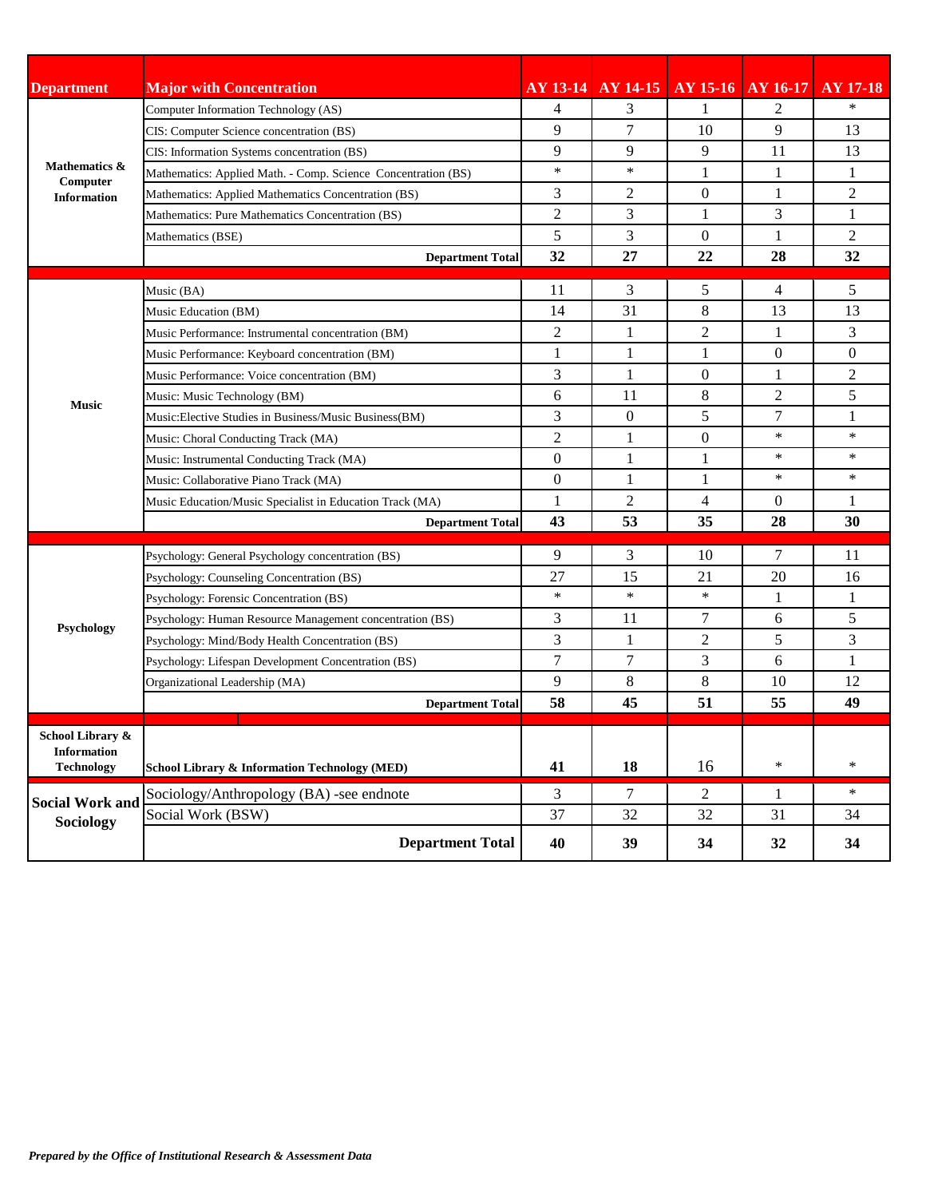| Department | Major with Concentration | AY 13-14 | AY 14-15 | AY 15-16 | AY 16-17 | AY 17-18 |
|---|---|---|---|---|---|---|
| Mathematics & Computer Information | Computer Information Technology (AS) | 4 | 3 | 1 | 2 | * |
| | CIS: Computer Science concentration (BS) | 9 | 7 | 10 | 9 | 13 |
| | CIS: Information Systems concentration (BS) | 9 | 9 | 9 | 11 | 13 |
| | Mathematics: Applied Math. - Comp. Science Concentration (BS) | * | * | 1 | 1 | 1 |
| | Mathematics: Applied Mathematics Concentration (BS) | 3 | 2 | 0 | 1 | 2 |
| | Mathematics: Pure Mathematics Concentration (BS) | 2 | 3 | 1 | 3 | 1 |
| | Mathematics (BSE) | 5 | 3 | 0 | 1 | 2 |
| | **Department Total** | **32** | **27** | **22** | **28** | **32** |
| Music | Music (BA) | 11 | 3 | 5 | 4 | 5 |
| | Music Education (BM) | 14 | 31 | 8 | 13 | 13 |
| | Music Performance: Instrumental concentration (BM) | 2 | 1 | 2 | 1 | 3 |
| | Music Performance: Keyboard concentration (BM) | 1 | 1 | 1 | 0 | 0 |
| | Music Performance: Voice concentration (BM) | 3 | 1 | 0 | 1 | 2 |
| | Music: Music Technology (BM) | 6 | 11 | 8 | 2 | 5 |
| | Music:Elective Studies in Business/Music Business(BM) | 3 | 0 | 5 | 7 | 1 |
| | Music: Choral Conducting Track (MA) | 2 | 1 | 0 | * | * |
| | Music: Instrumental Conducting Track (MA) | 0 | 1 | 1 | * | * |
| | Music: Collaborative Piano Track (MA) | 0 | 1 | 1 | * | * |
| | Music Education/Music Specialist in Education Track (MA) | 1 | 2 | 4 | 0 | 1 |
| | **Department Total** | **43** | **53** | **35** | **28** | **30** |
| Psychology | Psychology: General Psychology concentration (BS) | 9 | 3 | 10 | 7 | 11 |
| | Psychology: Counseling Concentration (BS) | 27 | 15 | 21 | 20 | 16 |
| | Psychology: Forensic Concentration (BS) | * | * | * | 1 | 1 |
| | Psychology: Human Resource Management concentration (BS) | 3 | 11 | 7 | 6 | 5 |
| | Psychology: Mind/Body Health Concentration (BS) | 3 | 1 | 2 | 5 | 3 |
| | Psychology: Lifespan Development Concentration (BS) | 7 | 7 | 3 | 6 | 1 |
| | Organizational Leadership (MA) | 9 | 8 | 8 | 10 | 12 |
| | **Department Total** | **58** | **45** | **51** | **55** | **49** |
| School Library & Information Technology | **School Library & Information Technology (MED)** | **41** | **18** | 16 | * | * |
| Social Work and Sociology | Sociology/Anthropology (BA) -see endnote | 3 | 7 | 2 | 1 | * |
| | Social Work (BSW) | 37 | 32 | 32 | 31 | 34 |
| | **Department Total** | **40** | **39** | **34** | **32** | **34** |

*Prepared by the Office of Institutional Research & Assessment Data*